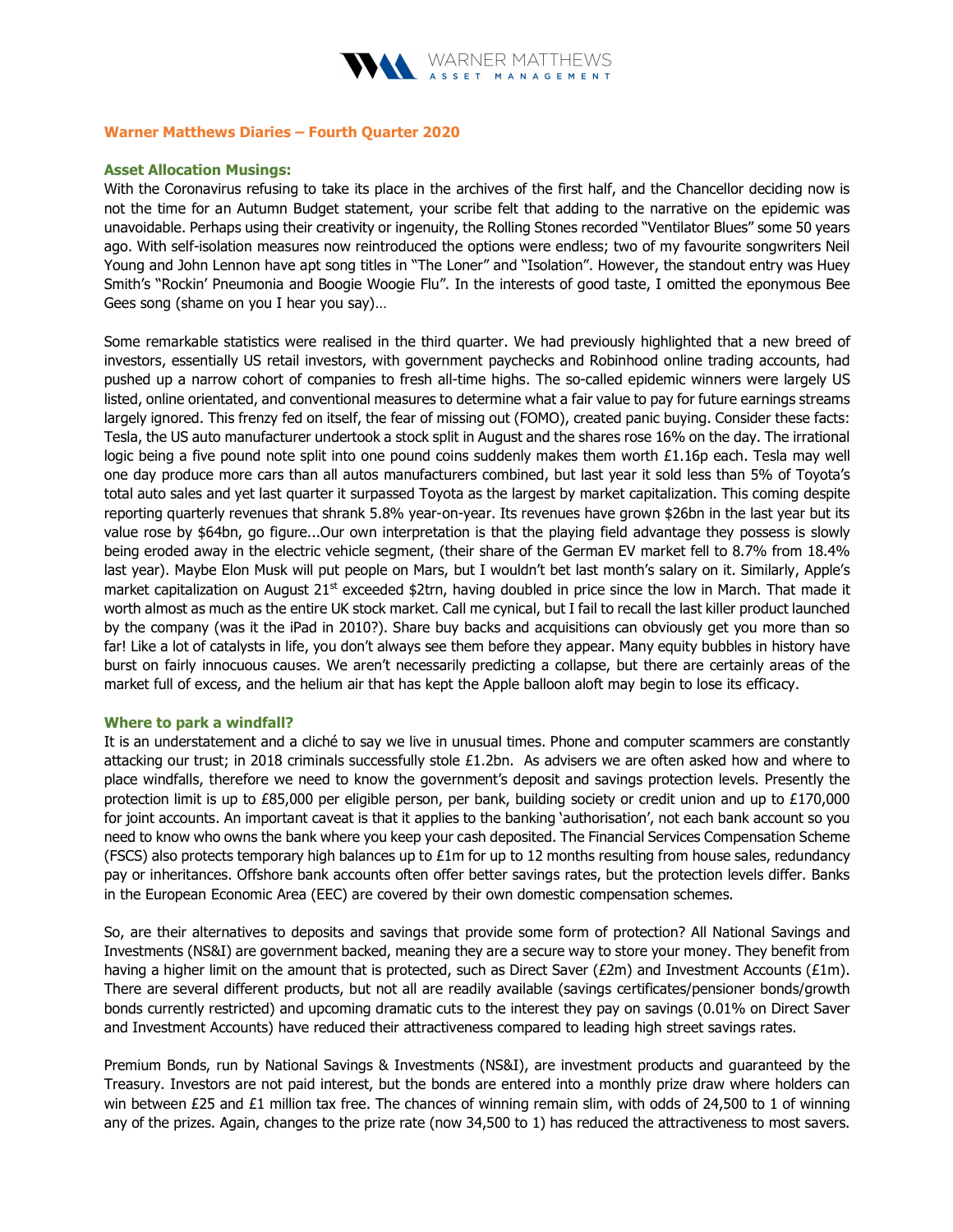# Warner Matthews Diaries – Fourth Quarter 2020

## Asset Allocation Musings:

With the Coronavirus refusing to take its place in the archives of the first half, and the Chancellor deciding now is not the time for an Autumn Budget statement, your scribe felt that adding to the narrative on the epidemic was unavoidable. Perhaps using their creativity or ingenuity, the Rolling Stones recorded "Ventilator Blues" some 50 years ago. With self-isolation measures now reintroduced the options were endless; two of my favourite songwriters Neil Young and John Lennon have apt song titles in "The Loner" and "Isolation". However, the standout entry was Huey Smith's "Rockin' Pneumonia and Boogie Woogie Flu". In the interests of good taste, I omitted the eponymous Bee Gees song (shame on you I hear you say)…

Some remarkable statistics were realised in the third quarter. We had previously highlighted that a new breed of investors, essentially US retail investors, with government paychecks and Robinhood online trading accounts, had pushed up a narrow cohort of companies to fresh all-time highs. The so-called epidemic winners were largely US listed, online orientated, and conventional measures to determine what a fair value to pay for future earnings streams largely ignored. This frenzy fed on itself, the fear of missing out (FOMO), created panic buying. Consider these facts: Tesla, the US auto manufacturer undertook a stock split in August and the shares rose 16% on the day. The irrational logic being a five pound note split into one pound coins suddenly makes them worth £1.16p each. Tesla may well one day produce more cars than all autos manufacturers combined, but last year it sold less than 5% of Toyota's total auto sales and yet last quarter it surpassed Toyota as the largest by market capitalization. This coming despite reporting quarterly revenues that shrank 5.8% year-on-year. Its revenues have grown $26bn in the last year but its value rose by $64bn, go figure...Our own interpretation is that the playing field advantage they possess is slowly being eroded away in the electric vehicle segment, (their share of the German EV market fell to 8.7% from 18.4% last year). Maybe Elon Musk will put people on Mars, but I wouldn't bet last month's salary on it. Similarly, Apple's market capitalization on August 21st exceeded $2trn, having doubled in price since the low in March. That made it worth almost as much as the entire UK stock market. Call me cynical, but I fail to recall the last killer product launched by the company (was it the iPad in 2010?). Share buy backs and acquisitions can obviously get you more than so far! Like a lot of catalysts in life, you don't always see them before they appear. Many equity bubbles in history have burst on fairly innocuous causes. We aren't necessarily predicting a collapse, but there are certainly areas of the market full of excess, and the helium air that has kept the Apple balloon aloft may begin to lose its efficacy.

## Where to park a windfall?

It is an understatement and a cliché to say we live in unusual times. Phone and computer scammers are constantly attacking our trust; in 2018 criminals successfully stole £1.2bn. As advisers we are often asked how and where to place windfalls, therefore we need to know the government's deposit and savings protection levels. Presently the protection limit is up to £85,000 per eligible person, per bank, building society or credit union and up to £170,000 for joint accounts. An important caveat is that it applies to the banking 'authorisation', not each bank account so you need to know who owns the bank where you keep your cash deposited. The Financial Services Compensation Scheme (FSCS) also protects temporary high balances up to £1m for up to 12 months resulting from house sales, redundancy pay or inheritances. Offshore bank accounts often offer better savings rates, but the protection levels differ. Banks in the European Economic Area (EEC) are covered by their own domestic compensation schemes.

So, are their alternatives to deposits and savings that provide some form of protection? All National Savings and Investments (NS&I) are government backed, meaning they are a secure way to store your money. They benefit from having a higher limit on the amount that is protected, such as Direct Saver (£2m) and Investment Accounts (£1m). There are several different products, but not all are readily available (savings certificates/pensioner bonds/growth bonds currently restricted) and upcoming dramatic cuts to the interest they pay on savings (0.01% on Direct Saver and Investment Accounts) have reduced their attractiveness compared to leading high street savings rates.

Premium Bonds, run by National Savings & Investments (NS&I), are investment products and guaranteed by the Treasury. Investors are not paid interest, but the bonds are entered into a monthly prize draw where holders can win between £25 and £1 million tax free. The chances of winning remain slim, with odds of 24,500 to 1 of winning any of the prizes. Again, changes to the prize rate (now 34,500 to 1) has reduced the attractiveness to most savers.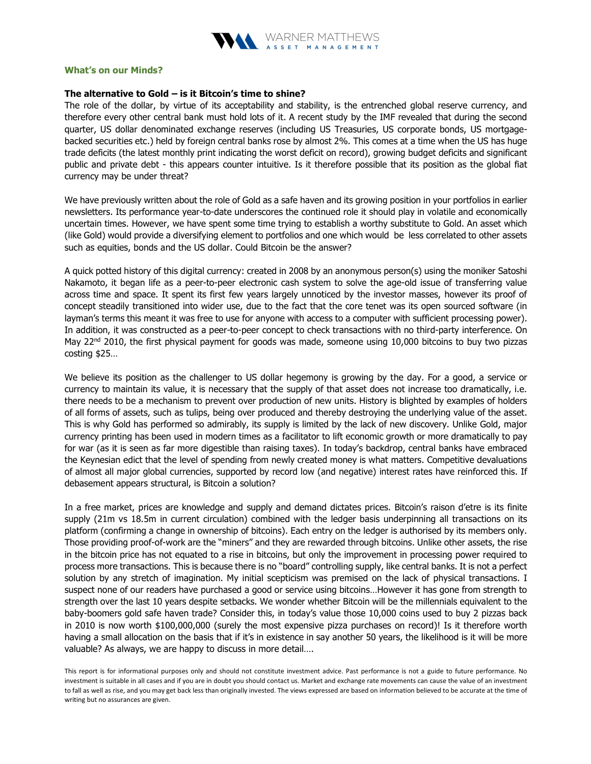### What's on our Minds?

**The alternative to Gold – is it Bitcoin's time to shine?**

The role of the dollar, by virtue of its acceptability and stability, is the entrenched global reserve currency, and therefore every other central bank must hold lots of it. A recent study by the IMF revealed that during the second quarter, US dollar denominated exchange reserves (including US Treasuries, US corporate bonds, US mortgage-backed securities etc.) held by foreign central banks rose by almost 2%. This comes at a time when the US has huge trade deficits (the latest monthly print indicating the worst deficit on record), growing budget deficits and significant public and private debt - this appears counter intuitive. Is it therefore possible that its position as the global fiat currency may be under threat?

We have previously written about the role of Gold as a safe haven and its growing position in your portfolios in earlier newsletters. Its performance year-to-date underscores the continued role it should play in volatile and economically uncertain times. However, we have spent some time trying to establish a worthy substitute to Gold. An asset which (like Gold) would provide a diversifying element to portfolios and one which would be less correlated to other assets such as equities, bonds and the US dollar. Could Bitcoin be the answer?

A quick potted history of this digital currency: created in 2008 by an anonymous person(s) using the moniker Satoshi Nakamoto, it began life as a peer-to-peer electronic cash system to solve the age-old issue of transferring value across time and space. It spent its first few years largely unnoticed by the investor masses, however its proof of concept steadily transitioned into wider use, due to the fact that the core tenet was its open sourced software (in layman's terms this meant it was free to use for anyone with access to a computer with sufficient processing power). In addition, it was constructed as a peer-to-peer concept to check transactions with no third-party interference. On May 22nd 2010, the first physical payment for goods was made, someone using 10,000 bitcoins to buy two pizzas costing $25…

We believe its position as the challenger to US dollar hegemony is growing by the day. For a good, a service or currency to maintain its value, it is necessary that the supply of that asset does not increase too dramatically, i.e. there needs to be a mechanism to prevent over production of new units. History is blighted by examples of holders of all forms of assets, such as tulips, being over produced and thereby destroying the underlying value of the asset. This is why Gold has performed so admirably, its supply is limited by the lack of new discovery. Unlike Gold, major currency printing has been used in modern times as a facilitator to lift economic growth or more dramatically to pay for war (as it is seen as far more digestible than raising taxes). In today's backdrop, central banks have embraced the Keynesian edict that the level of spending from newly created money is what matters. Competitive devaluations of almost all major global currencies, supported by record low (and negative) interest rates have reinforced this. If debasement appears structural, is Bitcoin a solution?

In a free market, prices are knowledge and supply and demand dictates prices. Bitcoin's raison d'etre is its finite supply (21m vs 18.5m in current circulation) combined with the ledger basis underpinning all transactions on its platform (confirming a change in ownership of bitcoins). Each entry on the ledger is authorised by its members only. Those providing proof-of-work are the "miners" and they are rewarded through bitcoins. Unlike other assets, the rise in the bitcoin price has not equated to a rise in bitcoins, but only the improvement in processing power required to process more transactions. This is because there is no "board" controlling supply, like central banks. It is not a perfect solution by any stretch of imagination. My initial scepticism was premised on the lack of physical transactions. I suspect none of our readers have purchased a good or service using bitcoins…However it has gone from strength to strength over the last 10 years despite setbacks. We wonder whether Bitcoin will be the millennials equivalent to the baby-boomers gold safe haven trade? Consider this, in today's value those 10,000 coins used to buy 2 pizzas back in 2010 is now worth $100,000,000 (surely the most expensive pizza purchases on record)! Is it therefore worth having a small allocation on the basis that if it's in existence in say another 50 years, the likelihood is it will be more valuable? As always, we are happy to discuss in more detail….

This report is for informational purposes only and should not constitute investment advice. Past performance is not a guide to future performance. No investment is suitable in all cases and if you are in doubt you should contact us. Market and exchange rate movements can cause the value of an investment to fall as well as rise, and you may get back less than originally invested. The views expressed are based on information believed to be accurate at the time of writing but no assurances are given.